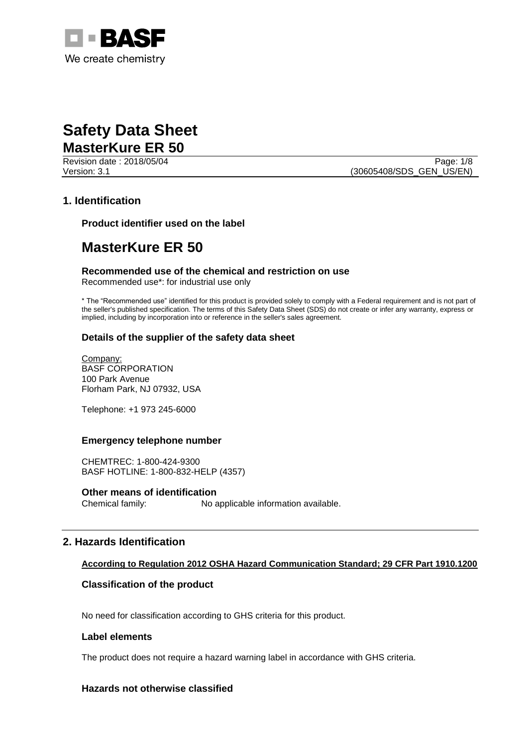BASF

We create chemistry

# Safety Data Sheet

## MasterKure ER 50

Revision date : 2018/05/04

Version: 3.1

(30605408/SDS_GEN_US/EN)

## 1. Identification

### Product identifier used on the label

# MasterKure ER 50

### Recommended use of the chemical and restriction on use

Recommended use*: for industrial use only

* The "Recommended use" identified for this product is provided solely to comply with a Federal requirement and is not part of the seller's published specification. The terms of this Safety Data Sheet (SDS) do not create or infer any warranty, express or implied, including by incorporation into or reference in the seller's sales agreement.

### Details of the supplier of the safety data sheet

Company:
BASF CORPORATION
100 Park Avenue
Florham Park, NJ 07932, USA

Telephone: +1 973 245-6000

### Emergency telephone number

CHEMTREC: 1-800-424-9300
BASF HOTLINE: 1-800-832-HELP (4357)

### Other means of identification

Chemical family: No applicable information available.

## 2. Hazards Identification

**According to Regulation 2012 OSHA Hazard Communication Standard; 29 CFR Part 1910.1200**

### Classification of the product

No need for classification according to GHS criteria for this product.

### Label elements

The product does not require a hazard warning label in accordance with GHS criteria.

### Hazards not otherwise classified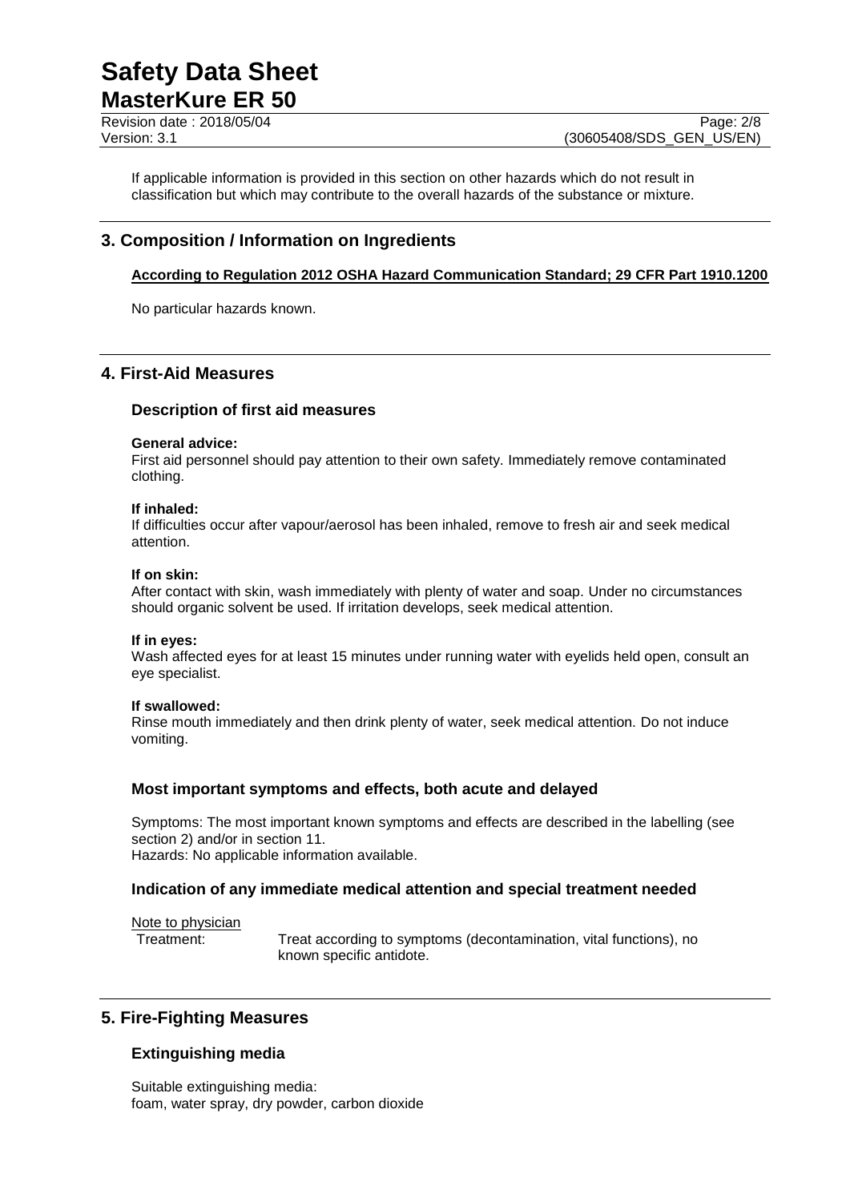If applicable information is provided in this section on other hazards which do not result in classification but which may contribute to the overall hazards of the substance or mixture.

## 3. Composition / Information on Ingredients

**According to Regulation 2012 OSHA Hazard Communication Standard; 29 CFR Part 1910.1200**

No particular hazards known.

## 4. First-Aid Measures

### Description of first aid measures

**General advice:**
First aid personnel should pay attention to their own safety. Immediately remove contaminated clothing.

**If inhaled:**
If difficulties occur after vapour/aerosol has been inhaled, remove to fresh air and seek medical attention.

**If on skin:**
After contact with skin, wash immediately with plenty of water and soap. Under no circumstances should organic solvent be used. If irritation develops, seek medical attention.

**If in eyes:**
Wash affected eyes for at least 15 minutes under running water with eyelids held open, consult an eye specialist.

**If swallowed:**
Rinse mouth immediately and then drink plenty of water, seek medical attention. Do not induce vomiting.

### Most important symptoms and effects, both acute and delayed

Symptoms: The most important known symptoms and effects are described in the labelling (see section 2) and/or in section 11.
Hazards: No applicable information available.

### Indication of any immediate medical attention and special treatment needed

Note to physician

Treatment: Treat according to symptoms (decontamination, vital functions), no known specific antidote.

## 5. Fire-Fighting Measures

### Extinguishing media

Suitable extinguishing media:
foam, water spray, dry powder, carbon dioxide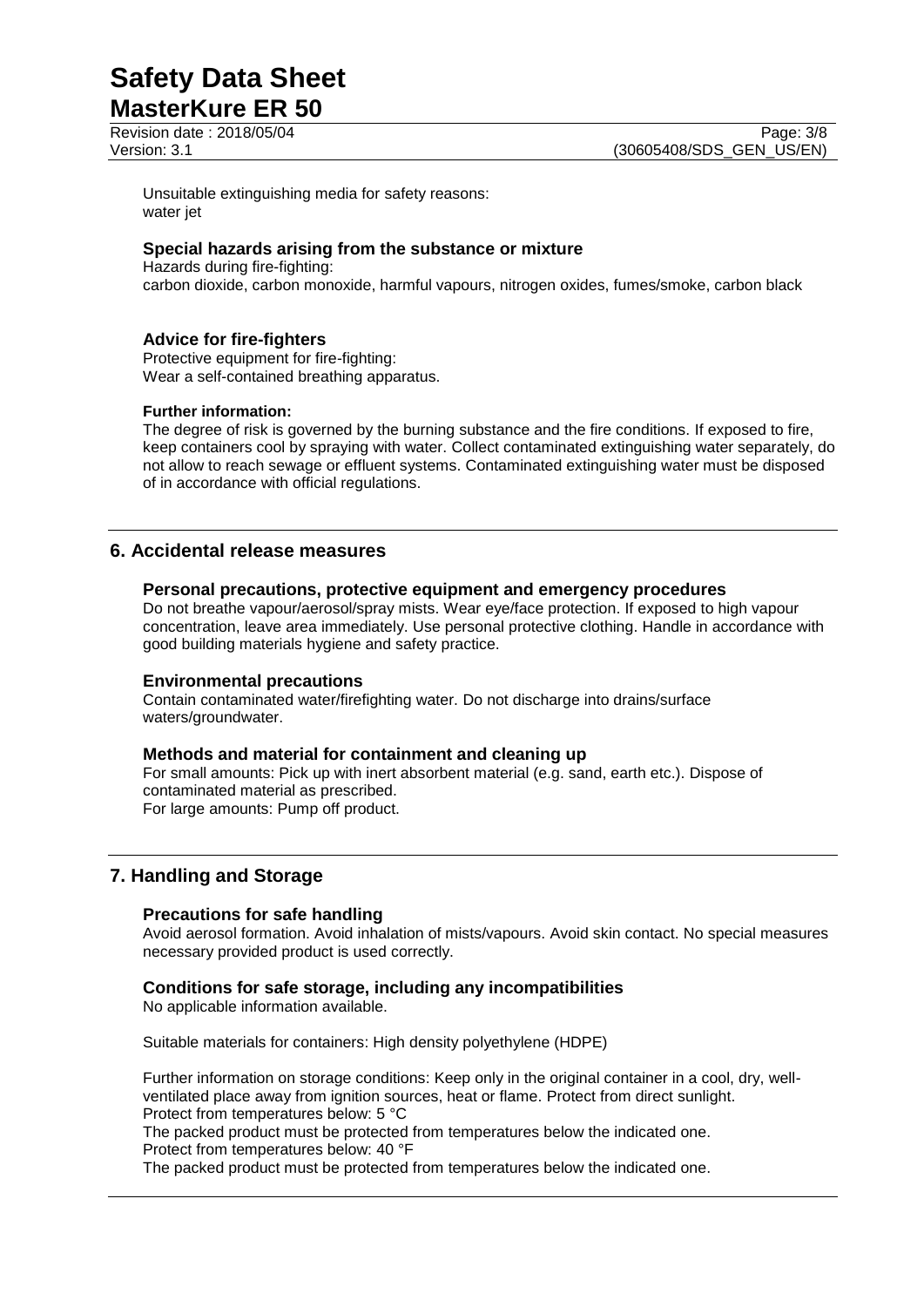Unsuitable extinguishing media for safety reasons:
water jet

### Special hazards arising from the substance or mixture

Hazards during fire-fighting:
carbon dioxide, carbon monoxide, harmful vapours, nitrogen oxides, fumes/smoke, carbon black

### Advice for fire-fighters

Protective equipment for fire-fighting:
Wear a self-contained breathing apparatus.

**Further information:**

The degree of risk is governed by the burning substance and the fire conditions. If exposed to fire, keep containers cool by spraying with water. Collect contaminated extinguishing water separately, do not allow to reach sewage or effluent systems. Contaminated extinguishing water must be disposed of in accordance with official regulations.

## 6. Accidental release measures

### Personal precautions, protective equipment and emergency procedures

Do not breathe vapour/aerosol/spray mists. Wear eye/face protection. If exposed to high vapour concentration, leave area immediately. Use personal protective clothing. Handle in accordance with good building materials hygiene and safety practice.

### Environmental precautions

Contain contaminated water/firefighting water. Do not discharge into drains/surface waters/groundwater.

### Methods and material for containment and cleaning up

For small amounts: Pick up with inert absorbent material (e.g. sand, earth etc.). Dispose of contaminated material as prescribed.
For large amounts: Pump off product.

## 7. Handling and Storage

### Precautions for safe handling

Avoid aerosol formation. Avoid inhalation of mists/vapours. Avoid skin contact. No special measures necessary provided product is used correctly.

### Conditions for safe storage, including any incompatibilities

No applicable information available.

Suitable materials for containers: High density polyethylene (HDPE)

Further information on storage conditions: Keep only in the original container in a cool, dry, well-ventilated place away from ignition sources, heat or flame. Protect from direct sunlight.
Protect from temperatures below: 5 °C
The packed product must be protected from temperatures below the indicated one.
Protect from temperatures below: 40 °F
The packed product must be protected from temperatures below the indicated one.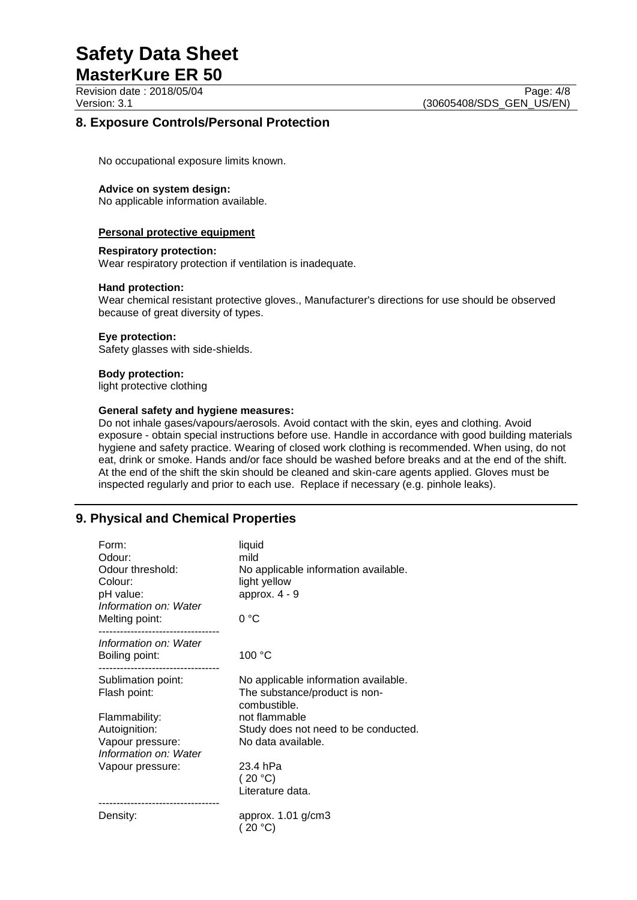## 8. Exposure Controls/Personal Protection

No occupational exposure limits known.

**Advice on system design:**
No applicable information available.

**Personal protective equipment**

**Respiratory protection:**
Wear respiratory protection if ventilation is inadequate.

**Hand protection:**
Wear chemical resistant protective gloves., Manufacturer's directions for use should be observed because of great diversity of types.

**Eye protection:**
Safety glasses with side-shields.

**Body protection:**
light protective clothing

**General safety and hygiene measures:**
Do not inhale gases/vapours/aerosols. Avoid contact with the skin, eyes and clothing. Avoid exposure - obtain special instructions before use. Handle in accordance with good building materials hygiene and safety practice. Wearing of closed work clothing is recommended. When using, do not eat, drink or smoke. Hands and/or face should be washed before breaks and at the end of the shift. At the end of the shift the skin should be cleaned and skin-care agents applied. Gloves must be inspected regularly and prior to each use. Replace if necessary (e.g. pinhole leaks).

## 9. Physical and Chemical Properties

| | |
|---|---|
| Form: | liquid |
| Odour: | mild |
| Odour threshold: | No applicable information available. |
| Colour: | light yellow |
| pH value: | approx. 4 - 9 |
| *Information on: Water* | |
| Melting point: | 0 °C |
| *Information on: Water* | |
| Boiling point: | 100 °C |
| Sublimation point: | No applicable information available. |
| Flash point: | The substance/product is non-combustible. |
| Flammability: | not flammable |
| Autoignition: | Study does not need to be conducted. |
| Vapour pressure: | No data available. |
| *Information on: Water* | |
| Vapour pressure: | 23.4 hPa ( 20 °C) Literature data. |
| Density: | approx. 1.01 g/cm3 ( 20 °C) |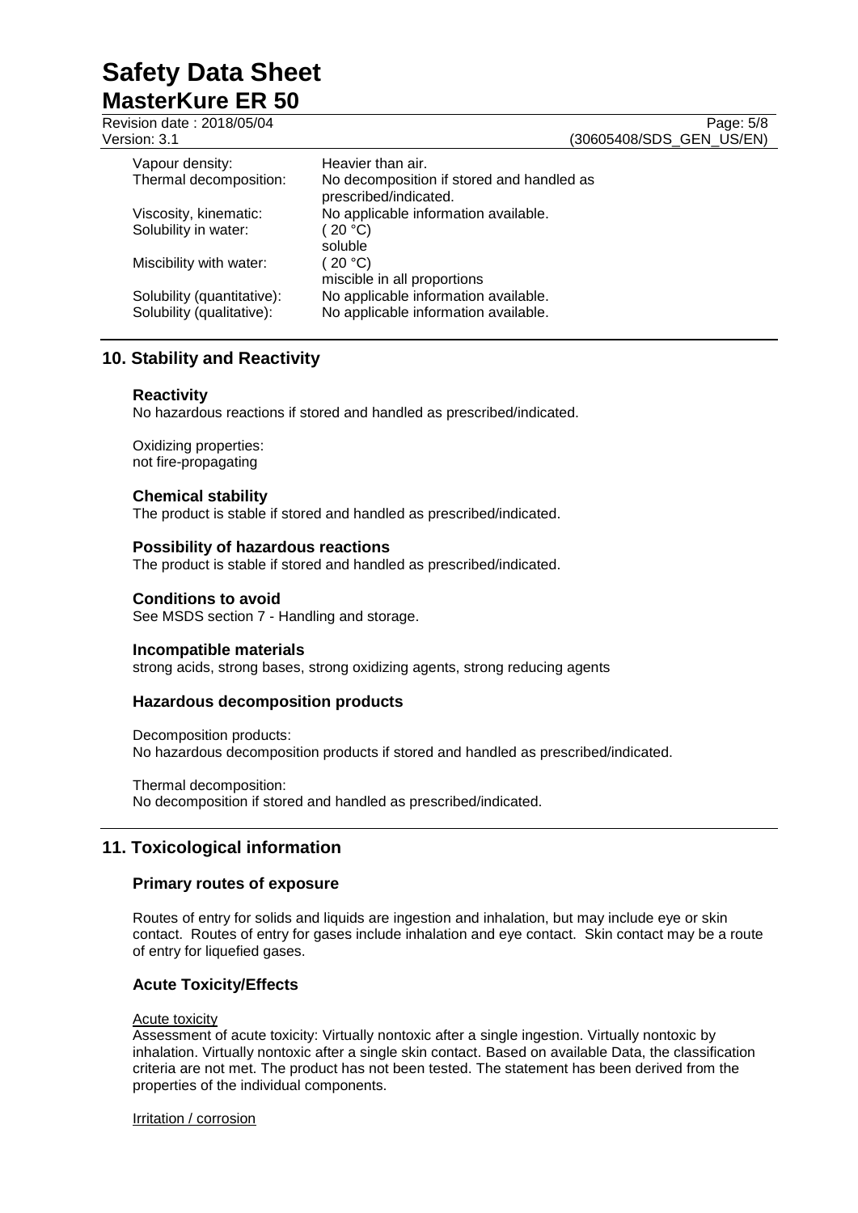| | |
|---|---|
| Vapour density: | Heavier than air. |
| Thermal decomposition: | No decomposition if stored and handled as prescribed/indicated. |
| Viscosity, kinematic: | No applicable information available. |
| Solubility in water: | ( 20 °C)<br>soluble |
| Miscibility with water: | ( 20 °C)<br>miscible in all proportions |
| Solubility (quantitative): | No applicable information available. |
| Solubility (qualitative): | No applicable information available. |

## 10. Stability and Reactivity

### Reactivity

No hazardous reactions if stored and handled as prescribed/indicated.

Oxidizing properties:
not fire-propagating

### Chemical stability

The product is stable if stored and handled as prescribed/indicated.

### Possibility of hazardous reactions

The product is stable if stored and handled as prescribed/indicated.

### Conditions to avoid

See MSDS section 7 - Handling and storage.

### Incompatible materials

strong acids, strong bases, strong oxidizing agents, strong reducing agents

### Hazardous decomposition products

Decomposition products:
No hazardous decomposition products if stored and handled as prescribed/indicated.

Thermal decomposition:
No decomposition if stored and handled as prescribed/indicated.

## 11. Toxicological information

### Primary routes of exposure

Routes of entry for solids and liquids are ingestion and inhalation, but may include eye or skin contact. Routes of entry for gases include inhalation and eye contact. Skin contact may be a route of entry for liquefied gases.

### Acute Toxicity/Effects

Acute toxicity

Assessment of acute toxicity: Virtually nontoxic after a single ingestion. Virtually nontoxic by inhalation. Virtually nontoxic after a single skin contact. Based on available Data, the classification criteria are not met. The product has not been tested. The statement has been derived from the properties of the individual components.

Irritation / corrosion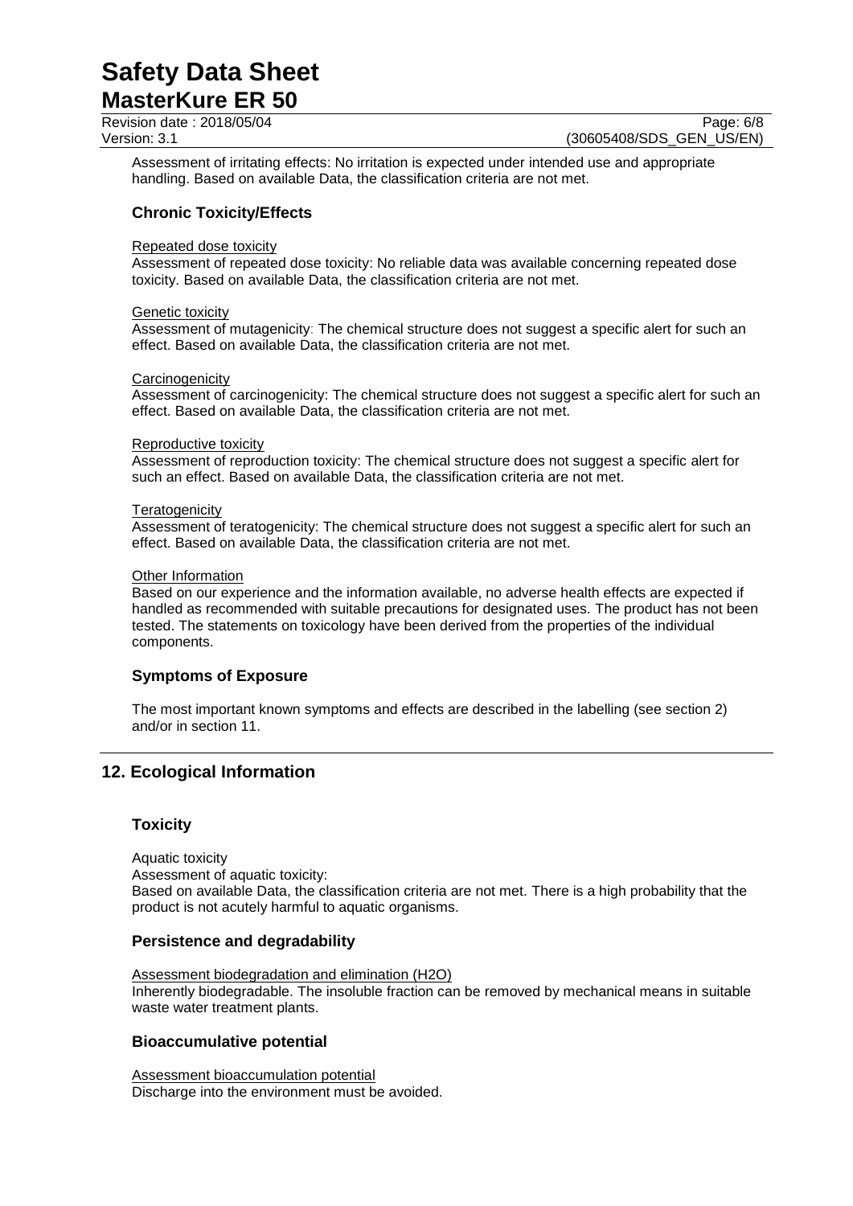Assessment of irritating effects: No irritation is expected under intended use and appropriate handling. Based on available Data, the classification criteria are not met.

### Chronic Toxicity/Effects

Repeated dose toxicity

Assessment of repeated dose toxicity: No reliable data was available concerning repeated dose toxicity. Based on available Data, the classification criteria are not met.

Genetic toxicity

Assessment of mutagenicity: The chemical structure does not suggest a specific alert for such an effect. Based on available Data, the classification criteria are not met.

Carcinogenicity

Assessment of carcinogenicity: The chemical structure does not suggest a specific alert for such an effect. Based on available Data, the classification criteria are not met.

Reproductive toxicity

Assessment of reproduction toxicity: The chemical structure does not suggest a specific alert for such an effect. Based on available Data, the classification criteria are not met.

Teratogenicity

Assessment of teratogenicity: The chemical structure does not suggest a specific alert for such an effect. Based on available Data, the classification criteria are not met.

Other Information

Based on our experience and the information available, no adverse health effects are expected if handled as recommended with suitable precautions for designated uses. The product has not been tested. The statements on toxicology have been derived from the properties of the individual components.

### Symptoms of Exposure

The most important known symptoms and effects are described in the labelling (see section 2) and/or in section 11.

## 12. Ecological Information

### Toxicity

Aquatic toxicity

Assessment of aquatic toxicity:

Based on available Data, the classification criteria are not met. There is a high probability that the product is not acutely harmful to aquatic organisms.

### Persistence and degradability

Assessment biodegradation and elimination ($H_2O$)

Inherently biodegradable. The insoluble fraction can be removed by mechanical means in suitable waste water treatment plants.

### Bioaccumulative potential

Assessment bioaccumulation potential

Discharge into the environment must be avoided.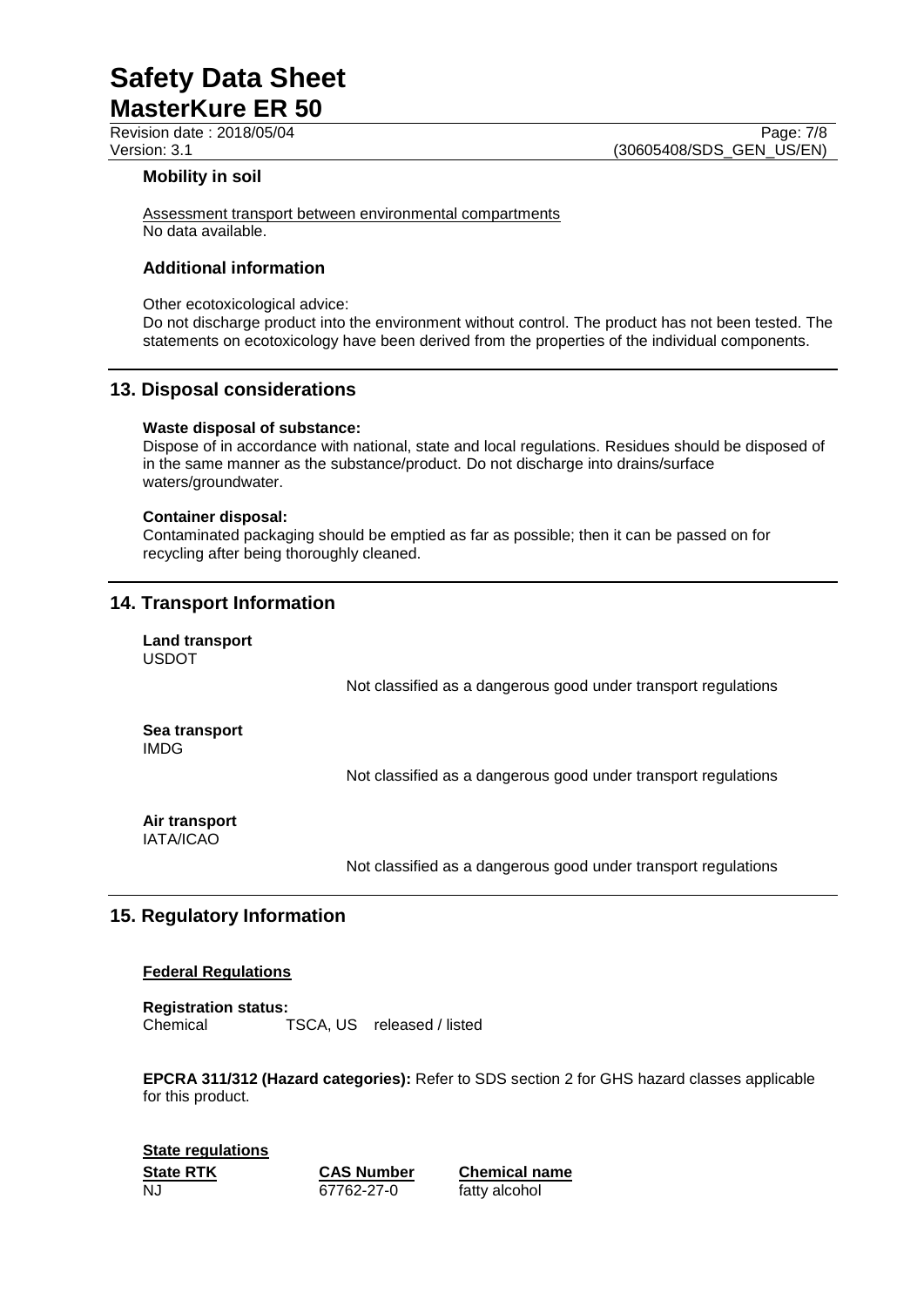### Mobility in soil

Assessment transport between environmental compartments
No data available.

### Additional information

Other ecotoxicological advice:
Do not discharge product into the environment without control. The product has not been tested. The statements on ecotoxicology have been derived from the properties of the individual components.

## 13. Disposal considerations

**Waste disposal of substance:**
Dispose of in accordance with national, state and local regulations. Residues should be disposed of in the same manner as the substance/product. Do not discharge into drains/surface waters/groundwater.

**Container disposal:**
Contaminated packaging should be emptied as far as possible; then it can be passed on for recycling after being thoroughly cleaned.

## 14. Transport Information

**Land transport**
USDOT

Not classified as a dangerous good under transport regulations

**Sea transport**
IMDG

Not classified as a dangerous good under transport regulations

**Air transport**
IATA/ICAO

Not classified as a dangerous good under transport regulations

## 15. Regulatory Information

**Federal Regulations**

**Registration status:**
Chemical TSCA, US released / listed

**EPCRA 311/312 (Hazard categories):** Refer to SDS section 2 for GHS hazard classes applicable for this product.

**State regulations**

| State RTK | CAS Number | Chemical name |
|---|---|---|
| NJ | 67762-27-0 | fatty alcohol |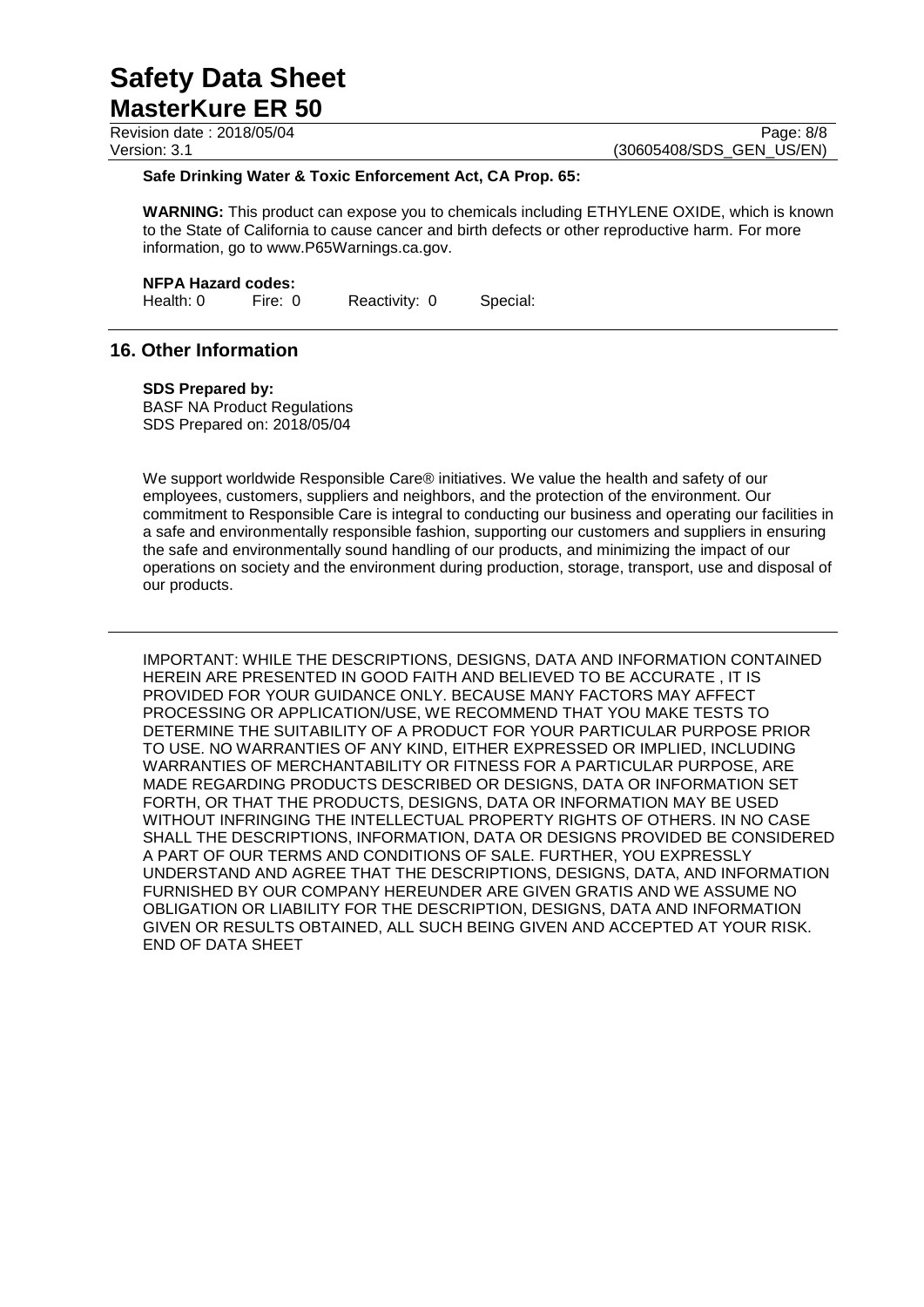**Safe Drinking Water & Toxic Enforcement Act, CA Prop. 65:**

**WARNING:** This product can expose you to chemicals including ETHYLENE OXIDE, which is known to the State of California to cause cancer and birth defects or other reproductive harm. For more information, go to www.P65Warnings.ca.gov.

**NFPA Hazard codes:**

Health: 0 Fire: 0 Reactivity: 0 Special:

## 16. Other Information

**SDS Prepared by:**
BASF NA Product Regulations
SDS Prepared on: 2018/05/04

We support worldwide Responsible Care® initiatives. We value the health and safety of our employees, customers, suppliers and neighbors, and the protection of the environment. Our commitment to Responsible Care is integral to conducting our business and operating our facilities in a safe and environmentally responsible fashion, supporting our customers and suppliers in ensuring the safe and environmentally sound handling of our products, and minimizing the impact of our operations on society and the environment during production, storage, transport, use and disposal of our products.

---

IMPORTANT: WHILE THE DESCRIPTIONS, DESIGNS, DATA AND INFORMATION CONTAINED HEREIN ARE PRESENTED IN GOOD FAITH AND BELIEVED TO BE ACCURATE , IT IS PROVIDED FOR YOUR GUIDANCE ONLY. BECAUSE MANY FACTORS MAY AFFECT PROCESSING OR APPLICATION/USE, WE RECOMMEND THAT YOU MAKE TESTS TO DETERMINE THE SUITABILITY OF A PRODUCT FOR YOUR PARTICULAR PURPOSE PRIOR TO USE. NO WARRANTIES OF ANY KIND, EITHER EXPRESSED OR IMPLIED, INCLUDING WARRANTIES OF MERCHANTABILITY OR FITNESS FOR A PARTICULAR PURPOSE, ARE MADE REGARDING PRODUCTS DESCRIBED OR DESIGNS, DATA OR INFORMATION SET FORTH, OR THAT THE PRODUCTS, DESIGNS, DATA OR INFORMATION MAY BE USED WITHOUT INFRINGING THE INTELLECTUAL PROPERTY RIGHTS OF OTHERS. IN NO CASE SHALL THE DESCRIPTIONS, INFORMATION, DATA OR DESIGNS PROVIDED BE CONSIDERED A PART OF OUR TERMS AND CONDITIONS OF SALE. FURTHER, YOU EXPRESSLY UNDERSTAND AND AGREE THAT THE DESCRIPTIONS, DESIGNS, DATA, AND INFORMATION FURNISHED BY OUR COMPANY HEREUNDER ARE GIVEN GRATIS AND WE ASSUME NO OBLIGATION OR LIABILITY FOR THE DESCRIPTION, DESIGNS, DATA AND INFORMATION GIVEN OR RESULTS OBTAINED, ALL SUCH BEING GIVEN AND ACCEPTED AT YOUR RISK.
END OF DATA SHEET